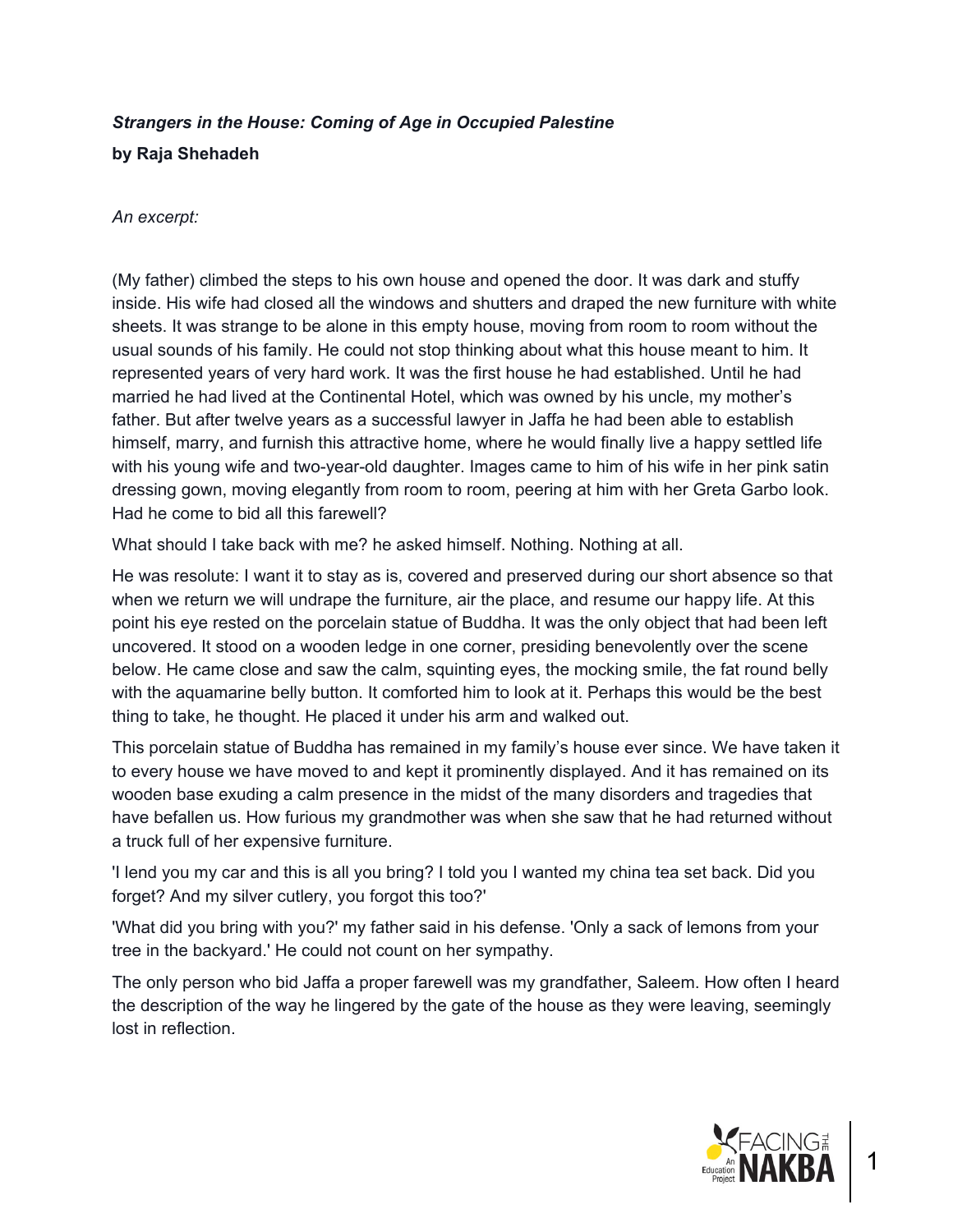***Strangers in the House: Coming of Age in Occupied Palestine***

**by Raja Shehadeh**

*An excerpt:*

(My father) climbed the steps to his own house and opened the door. It was dark and stuffy inside. His wife had closed all the windows and shutters and draped the new furniture with white sheets. It was strange to be alone in this empty house, moving from room to room without the usual sounds of his family. He could not stop thinking about what this house meant to him. It represented years of very hard work. It was the first house he had established. Until he had married he had lived at the Continental Hotel, which was owned by his uncle, my mother's father. But after twelve years as a successful lawyer in Jaffa he had been able to establish himself, marry, and furnish this attractive home, where he would finally live a happy settled life with his young wife and two-year-old daughter. Images came to him of his wife in her pink satin dressing gown, moving elegantly from room to room, peering at him with her Greta Garbo look. Had he come to bid all this farewell?

What should I take back with me? he asked himself. Nothing. Nothing at all.

He was resolute: I want it to stay as is, covered and preserved during our short absence so that when we return we will undrape the furniture, air the place, and resume our happy life. At this point his eye rested on the porcelain statue of Buddha. It was the only object that had been left uncovered. It stood on a wooden ledge in one corner, presiding benevolently over the scene below. He came close and saw the calm, squinting eyes, the mocking smile, the fat round belly with the aquamarine belly button. It comforted him to look at it. Perhaps this would be the best thing to take, he thought. He placed it under his arm and walked out.

This porcelain statue of Buddha has remained in my family's house ever since. We have taken it to every house we have moved to and kept it prominently displayed. And it has remained on its wooden base exuding a calm presence in the midst of the many disorders and tragedies that have befallen us. How furious my grandmother was when she saw that he had returned without a truck full of her expensive furniture.

'I lend you my car and this is all you bring? I told you I wanted my china tea set back. Did you forget? And my silver cutlery, you forgot this too?'

'What did you bring with you?' my father said in his defense. 'Only a sack of lemons from your tree in the backyard.' He could not count on her sympathy.

The only person who bid Jaffa a proper farewell was my grandfather, Saleem. How often I heard the description of the way he lingered by the gate of the house as they were leaving, seemingly lost in reflection.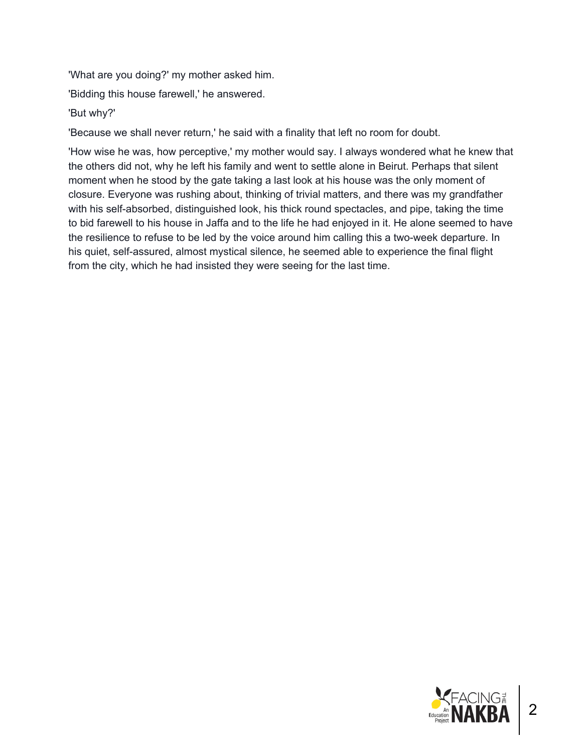'What are you doing?' my mother asked him.

'Bidding this house farewell,' he answered.

'But why?'

'Because we shall never return,' he said with a finality that left no room for doubt.

'How wise he was, how perceptive,' my mother would say. I always wondered what he knew that the others did not, why he left his family and went to settle alone in Beirut. Perhaps that silent moment when he stood by the gate taking a last look at his house was the only moment of closure. Everyone was rushing about, thinking of trivial matters, and there was my grandfather with his self-absorbed, distinguished look, his thick round spectacles, and pipe, taking the time to bid farewell to his house in Jaffa and to the life he had enjoyed in it. He alone seemed to have the resilience to refuse to be led by the voice around him calling this a two-week departure. In his quiet, self-assured, almost mystical silence, he seemed able to experience the final flight from the city, which he had insisted they were seeing for the last time.